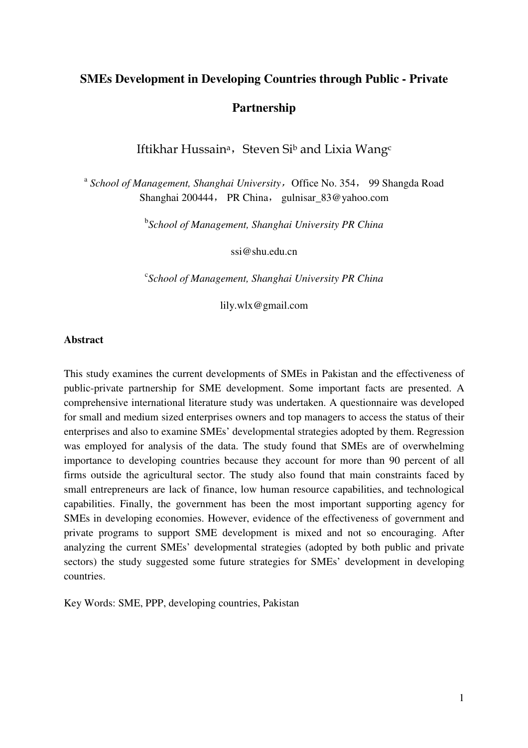# SMEs Development in Developing Countries through Public - Private Partnership

Iftikhar Hussain[a], Steven Si[b] and Lixia Wang[c]

[a] *School of Management, Shanghai University*, Office No. 354, 99 Shangda Road Shanghai 200444, PR China, gulnisar_83@yahoo.com

[b] *School of Management, Shanghai University PR China*

ssi@shu.edu.cn

[c] *School of Management, Shanghai University PR China*

lily.wlx@gmail.com

**Abstract**

This study examines the current developments of SMEs in Pakistan and the effectiveness of public-private partnership for SME development. Some important facts are presented. A comprehensive international literature study was undertaken. A questionnaire was developed for small and medium sized enterprises owners and top managers to access the status of their enterprises and also to examine SMEs' developmental strategies adopted by them. Regression was employed for analysis of the data. The study found that SMEs are of overwhelming importance to developing countries because they account for more than 90 percent of all firms outside the agricultural sector. The study also found that main constraints faced by small entrepreneurs are lack of finance, low human resource capabilities, and technological capabilities. Finally, the government has been the most important supporting agency for SMEs in developing economies. However, evidence of the effectiveness of government and private programs to support SME development is mixed and not so encouraging. After analyzing the current SMEs' developmental strategies (adopted by both public and private sectors) the study suggested some future strategies for SMEs' development in developing countries.

Key Words: SME, PPP, developing countries, Pakistan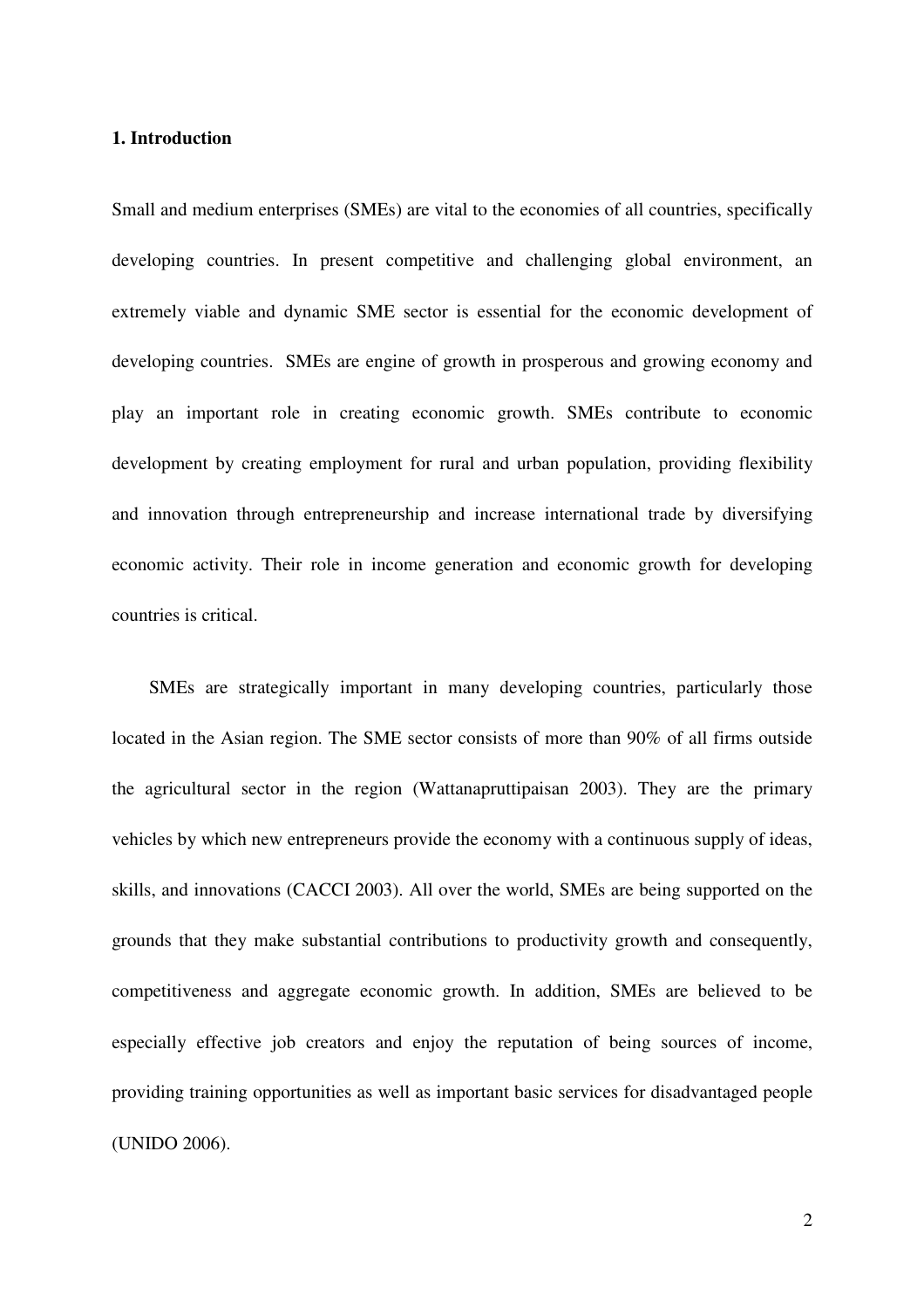## 1. Introduction

Small and medium enterprises (SMEs) are vital to the economies of all countries, specifically developing countries. In present competitive and challenging global environment, an extremely viable and dynamic SME sector is essential for the economic development of developing countries. SMEs are engine of growth in prosperous and growing economy and play an important role in creating economic growth. SMEs contribute to economic development by creating employment for rural and urban population, providing flexibility and innovation through entrepreneurship and increase international trade by diversifying economic activity. Their role in income generation and economic growth for developing countries is critical.

SMEs are strategically important in many developing countries, particularly those located in the Asian region. The SME sector consists of more than 90% of all firms outside the agricultural sector in the region (Wattanapruttipaisan 2003). They are the primary vehicles by which new entrepreneurs provide the economy with a continuous supply of ideas, skills, and innovations (CACCI 2003). All over the world, SMEs are being supported on the grounds that they make substantial contributions to productivity growth and consequently, competitiveness and aggregate economic growth. In addition, SMEs are believed to be especially effective job creators and enjoy the reputation of being sources of income, providing training opportunities as well as important basic services for disadvantaged people (UNIDO 2006).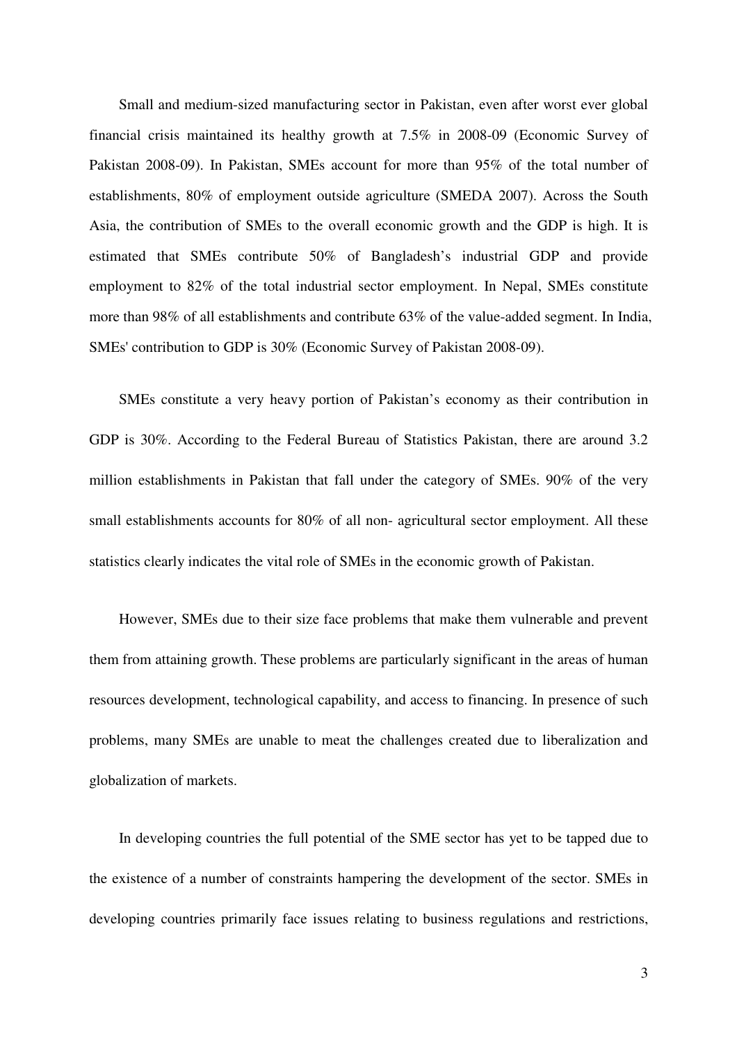Small and medium-sized manufacturing sector in Pakistan, even after worst ever global financial crisis maintained its healthy growth at 7.5% in 2008-09 (Economic Survey of Pakistan 2008-09). In Pakistan, SMEs account for more than 95% of the total number of establishments, 80% of employment outside agriculture (SMEDA 2007). Across the South Asia, the contribution of SMEs to the overall economic growth and the GDP is high. It is estimated that SMEs contribute 50% of Bangladesh's industrial GDP and provide employment to 82% of the total industrial sector employment. In Nepal, SMEs constitute more than 98% of all establishments and contribute 63% of the value-added segment. In India, SMEs' contribution to GDP is 30% (Economic Survey of Pakistan 2008-09).

SMEs constitute a very heavy portion of Pakistan's economy as their contribution in GDP is 30%. According to the Federal Bureau of Statistics Pakistan, there are around 3.2 million establishments in Pakistan that fall under the category of SMEs. 90% of the very small establishments accounts for 80% of all non- agricultural sector employment. All these statistics clearly indicates the vital role of SMEs in the economic growth of Pakistan.

However, SMEs due to their size face problems that make them vulnerable and prevent them from attaining growth. These problems are particularly significant in the areas of human resources development, technological capability, and access to financing. In presence of such problems, many SMEs are unable to meat the challenges created due to liberalization and globalization of markets.

In developing countries the full potential of the SME sector has yet to be tapped due to the existence of a number of constraints hampering the development of the sector. SMEs in developing countries primarily face issues relating to business regulations and restrictions,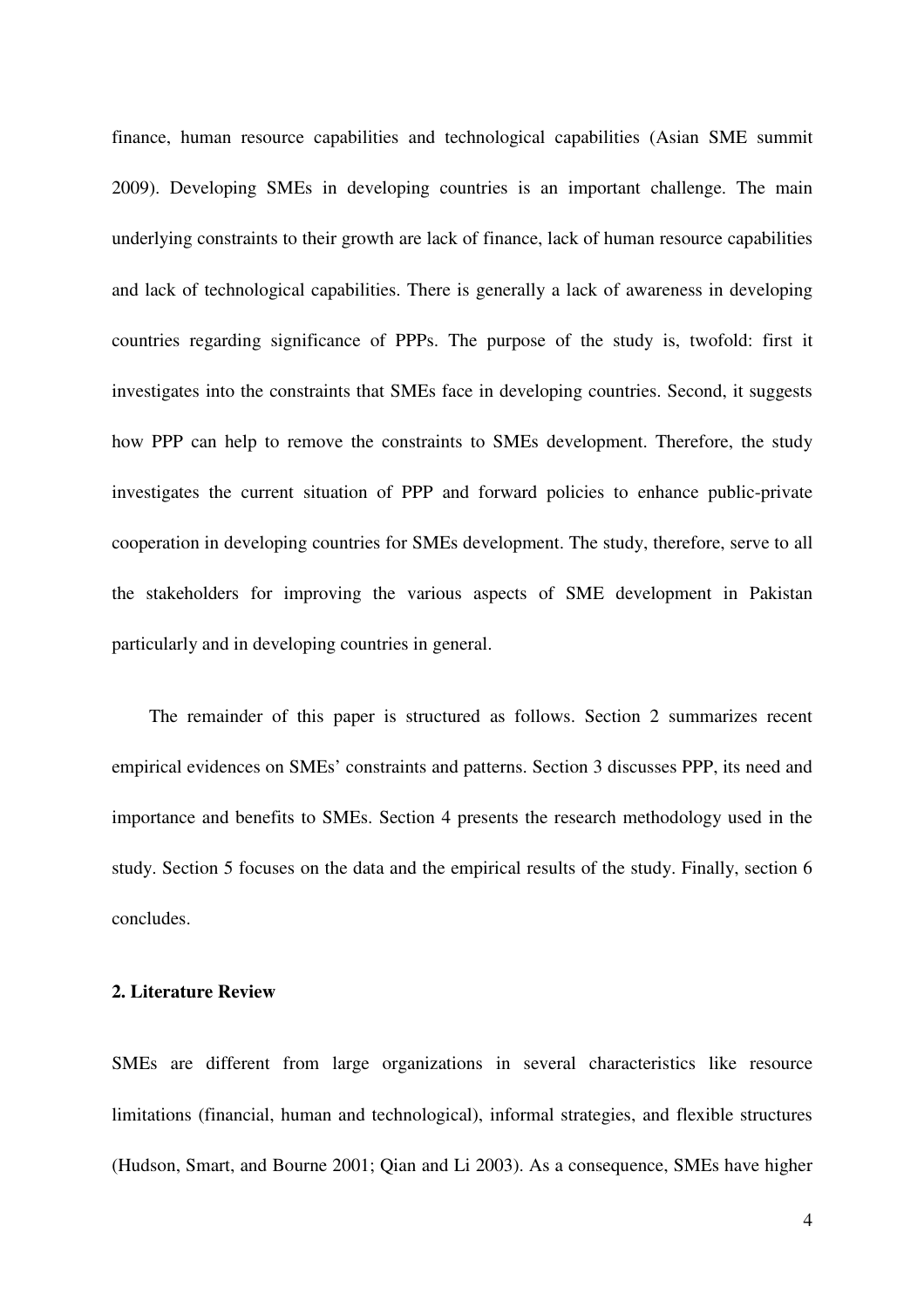finance, human resource capabilities and technological capabilities (Asian SME summit 2009). Developing SMEs in developing countries is an important challenge. The main underlying constraints to their growth are lack of finance, lack of human resource capabilities and lack of technological capabilities. There is generally a lack of awareness in developing countries regarding significance of PPPs. The purpose of the study is, twofold: first it investigates into the constraints that SMEs face in developing countries. Second, it suggests how PPP can help to remove the constraints to SMEs development. Therefore, the study investigates the current situation of PPP and forward policies to enhance public-private cooperation in developing countries for SMEs development. The study, therefore, serve to all the stakeholders for improving the various aspects of SME development in Pakistan particularly and in developing countries in general.

The remainder of this paper is structured as follows. Section 2 summarizes recent empirical evidences on SMEs' constraints and patterns. Section 3 discusses PPP, its need and importance and benefits to SMEs. Section 4 presents the research methodology used in the study. Section 5 focuses on the data and the empirical results of the study. Finally, section 6 concludes.

## 2. Literature Review

SMEs are different from large organizations in several characteristics like resource limitations (financial, human and technological), informal strategies, and flexible structures (Hudson, Smart, and Bourne 2001; Qian and Li 2003). As a consequence, SMEs have higher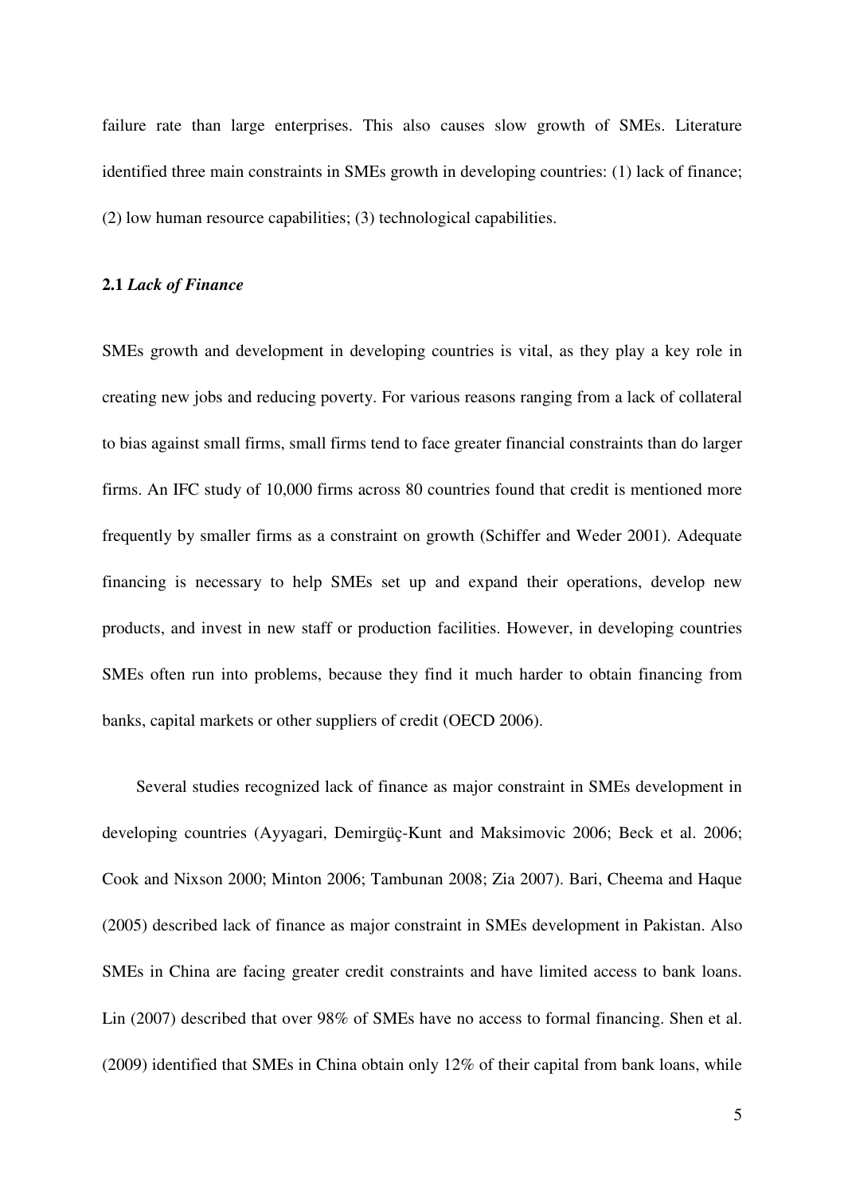failure rate than large enterprises. This also causes slow growth of SMEs. Literature identified three main constraints in SMEs growth in developing countries: (1) lack of finance; (2) low human resource capabilities; (3) technological capabilities.

### 2.1 *Lack of Finance*

SMEs growth and development in developing countries is vital, as they play a key role in creating new jobs and reducing poverty. For various reasons ranging from a lack of collateral to bias against small firms, small firms tend to face greater financial constraints than do larger firms. An IFC study of 10,000 firms across 80 countries found that credit is mentioned more frequently by smaller firms as a constraint on growth (Schiffer and Weder 2001). Adequate financing is necessary to help SMEs set up and expand their operations, develop new products, and invest in new staff or production facilities. However, in developing countries SMEs often run into problems, because they find it much harder to obtain financing from banks, capital markets or other suppliers of credit (OECD 2006).

Several studies recognized lack of finance as major constraint in SMEs development in developing countries (Ayyagari, Demirgüç-Kunt and Maksimovic 2006; Beck et al. 2006; Cook and Nixson 2000; Minton 2006; Tambunan 2008; Zia 2007). Bari, Cheema and Haque (2005) described lack of finance as major constraint in SMEs development in Pakistan. Also SMEs in China are facing greater credit constraints and have limited access to bank loans. Lin (2007) described that over 98% of SMEs have no access to formal financing. Shen et al. (2009) identified that SMEs in China obtain only 12% of their capital from bank loans, while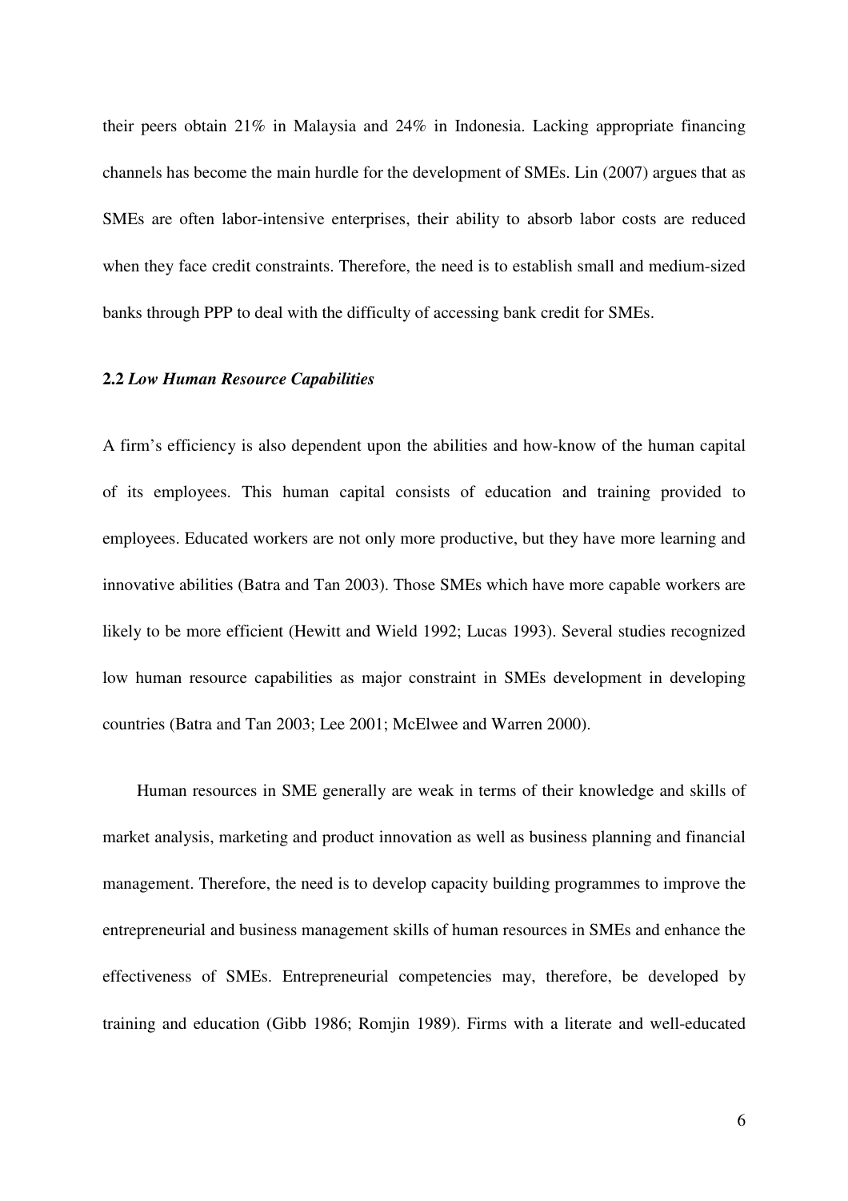their peers obtain 21% in Malaysia and 24% in Indonesia. Lacking appropriate financing channels has become the main hurdle for the development of SMEs. Lin (2007) argues that as SMEs are often labor-intensive enterprises, their ability to absorb labor costs are reduced when they face credit constraints. Therefore, the need is to establish small and medium-sized banks through PPP to deal with the difficulty of accessing bank credit for SMEs.

### 2.2 *Low Human Resource Capabilities*

A firm's efficiency is also dependent upon the abilities and how-know of the human capital of its employees. This human capital consists of education and training provided to employees. Educated workers are not only more productive, but they have more learning and innovative abilities (Batra and Tan 2003). Those SMEs which have more capable workers are likely to be more efficient (Hewitt and Wield 1992; Lucas 1993). Several studies recognized low human resource capabilities as major constraint in SMEs development in developing countries (Batra and Tan 2003; Lee 2001; McElwee and Warren 2000).

Human resources in SME generally are weak in terms of their knowledge and skills of market analysis, marketing and product innovation as well as business planning and financial management. Therefore, the need is to develop capacity building programmes to improve the entrepreneurial and business management skills of human resources in SMEs and enhance the effectiveness of SMEs. Entrepreneurial competencies may, therefore, be developed by training and education (Gibb 1986; Romjin 1989). Firms with a literate and well-educated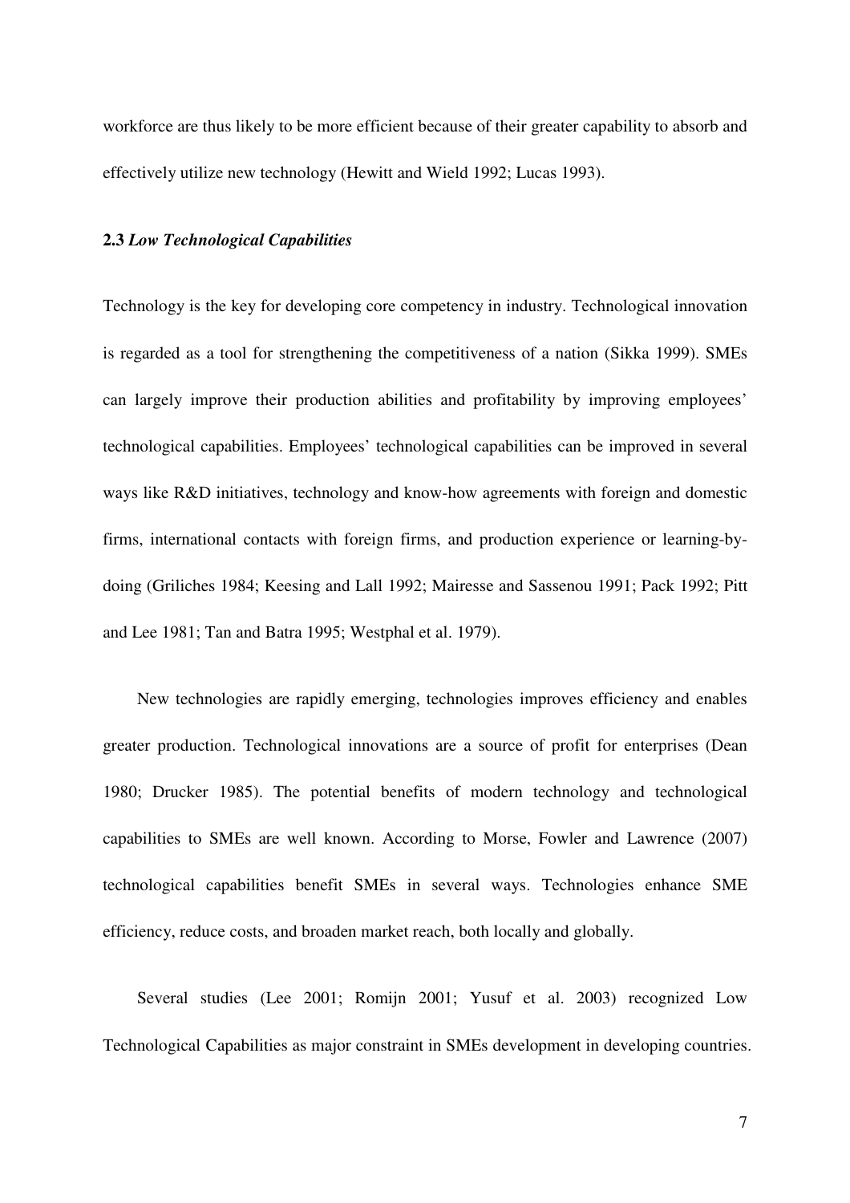workforce are thus likely to be more efficient because of their greater capability to absorb and effectively utilize new technology (Hewitt and Wield 1992; Lucas 1993).

### **2.3** ***Low Technological Capabilities***

Technology is the key for developing core competency in industry. Technological innovation is regarded as a tool for strengthening the competitiveness of a nation (Sikka 1999). SMEs can largely improve their production abilities and profitability by improving employees' technological capabilities. Employees' technological capabilities can be improved in several ways like R&D initiatives, technology and know-how agreements with foreign and domestic firms, international contacts with foreign firms, and production experience or learning-by-doing (Griliches 1984; Keesing and Lall 1992; Mairesse and Sassenou 1991; Pack 1992; Pitt and Lee 1981; Tan and Batra 1995; Westphal et al. 1979).

New technologies are rapidly emerging, technologies improves efficiency and enables greater production. Technological innovations are a source of profit for enterprises (Dean 1980; Drucker 1985). The potential benefits of modern technology and technological capabilities to SMEs are well known. According to Morse, Fowler and Lawrence (2007) technological capabilities benefit SMEs in several ways. Technologies enhance SME efficiency, reduce costs, and broaden market reach, both locally and globally.

Several studies (Lee 2001; Romijn 2001; Yusuf et al. 2003) recognized Low Technological Capabilities as major constraint in SMEs development in developing countries.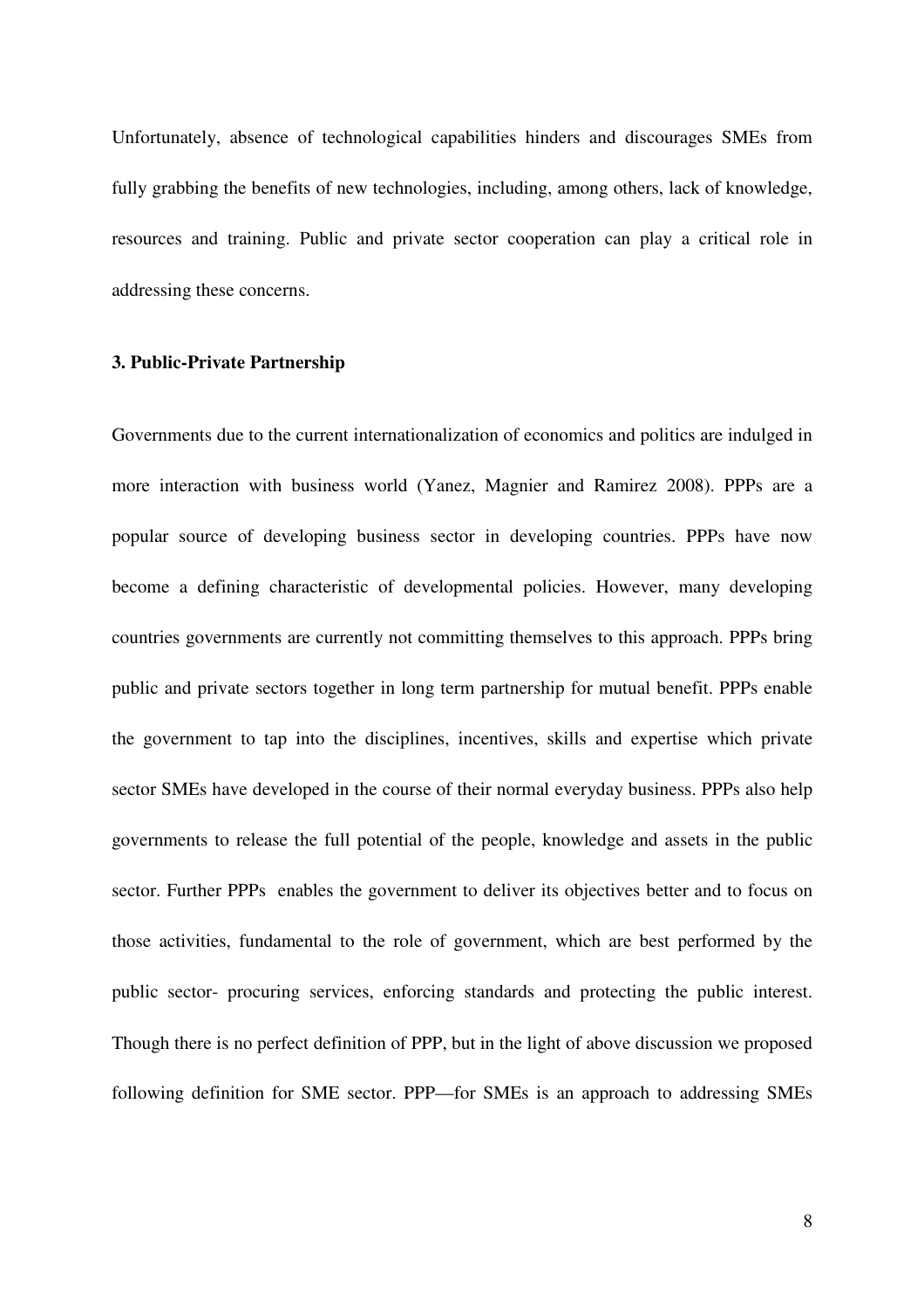Unfortunately, absence of technological capabilities hinders and discourages SMEs from fully grabbing the benefits of new technologies, including, among others, lack of knowledge, resources and training. Public and private sector cooperation can play a critical role in addressing these concerns.

### 3. Public-Private Partnership

Governments due to the current internationalization of economics and politics are indulged in more interaction with business world (Yanez, Magnier and Ramirez 2008). PPPs are a popular source of developing business sector in developing countries. PPPs have now become a defining characteristic of developmental policies. However, many developing countries governments are currently not committing themselves to this approach. PPPs bring public and private sectors together in long term partnership for mutual benefit. PPPs enable the government to tap into the disciplines, incentives, skills and expertise which private sector SMEs have developed in the course of their normal everyday business. PPPs also help governments to release the full potential of the people, knowledge and assets in the public sector. Further PPPs enables the government to deliver its objectives better and to focus on those activities, fundamental to the role of government, which are best performed by the public sector- procuring services, enforcing standards and protecting the public interest. Though there is no perfect definition of PPP, but in the light of above discussion we proposed following definition for SME sector. PPP—for SMEs is an approach to addressing SMEs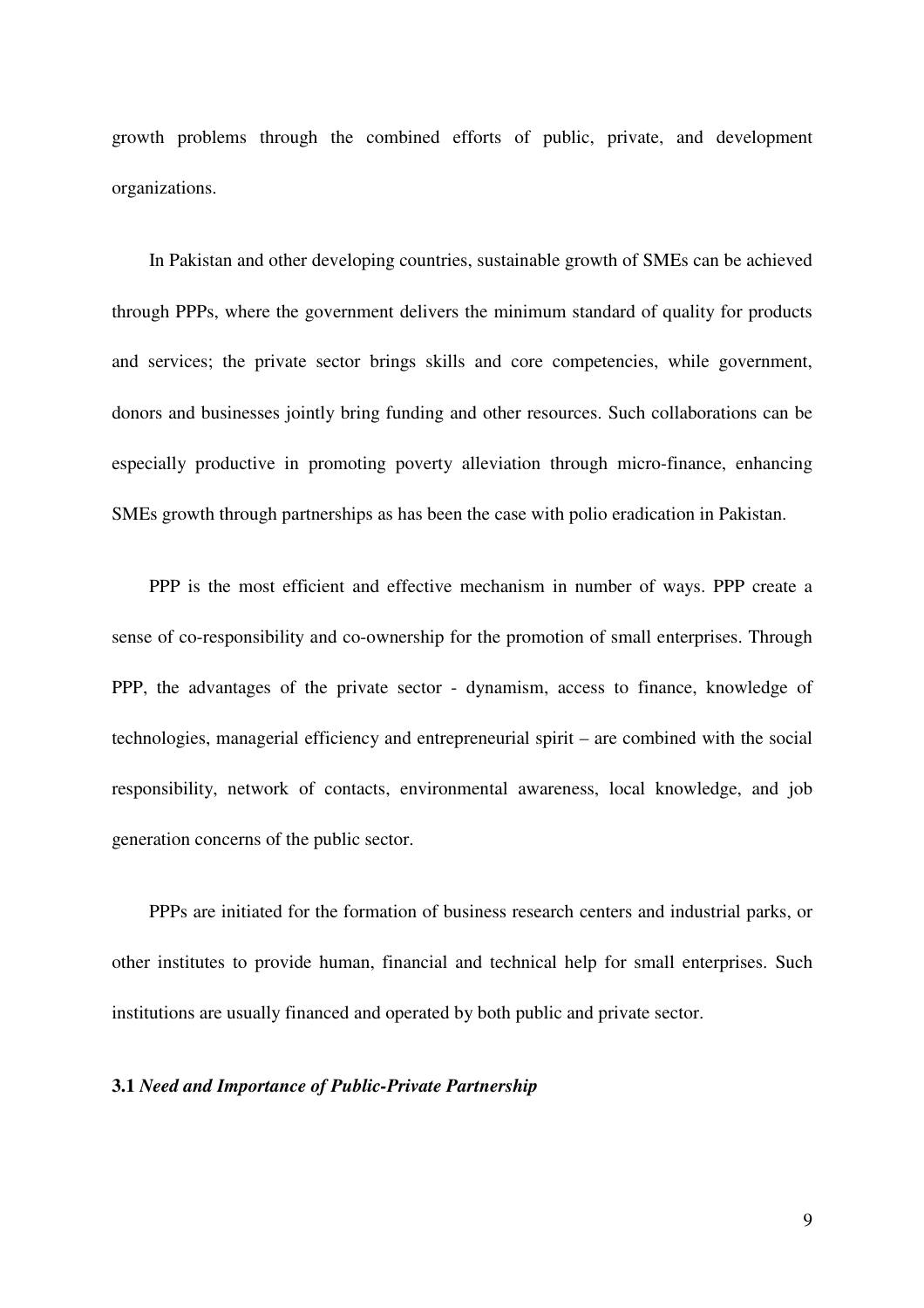growth problems through the combined efforts of public, private, and development organizations.

In Pakistan and other developing countries, sustainable growth of SMEs can be achieved through PPPs, where the government delivers the minimum standard of quality for products and services; the private sector brings skills and core competencies, while government, donors and businesses jointly bring funding and other resources. Such collaborations can be especially productive in promoting poverty alleviation through micro-finance, enhancing SMEs growth through partnerships as has been the case with polio eradication in Pakistan.

PPP is the most efficient and effective mechanism in number of ways. PPP create a sense of co-responsibility and co-ownership for the promotion of small enterprises. Through PPP, the advantages of the private sector - dynamism, access to finance, knowledge of technologies, managerial efficiency and entrepreneurial spirit – are combined with the social responsibility, network of contacts, environmental awareness, local knowledge, and job generation concerns of the public sector.

PPPs are initiated for the formation of business research centers and industrial parks, or other institutes to provide human, financial and technical help for small enterprises. Such institutions are usually financed and operated by both public and private sector.

### **3.1** ***Need and Importance of Public-Private Partnership***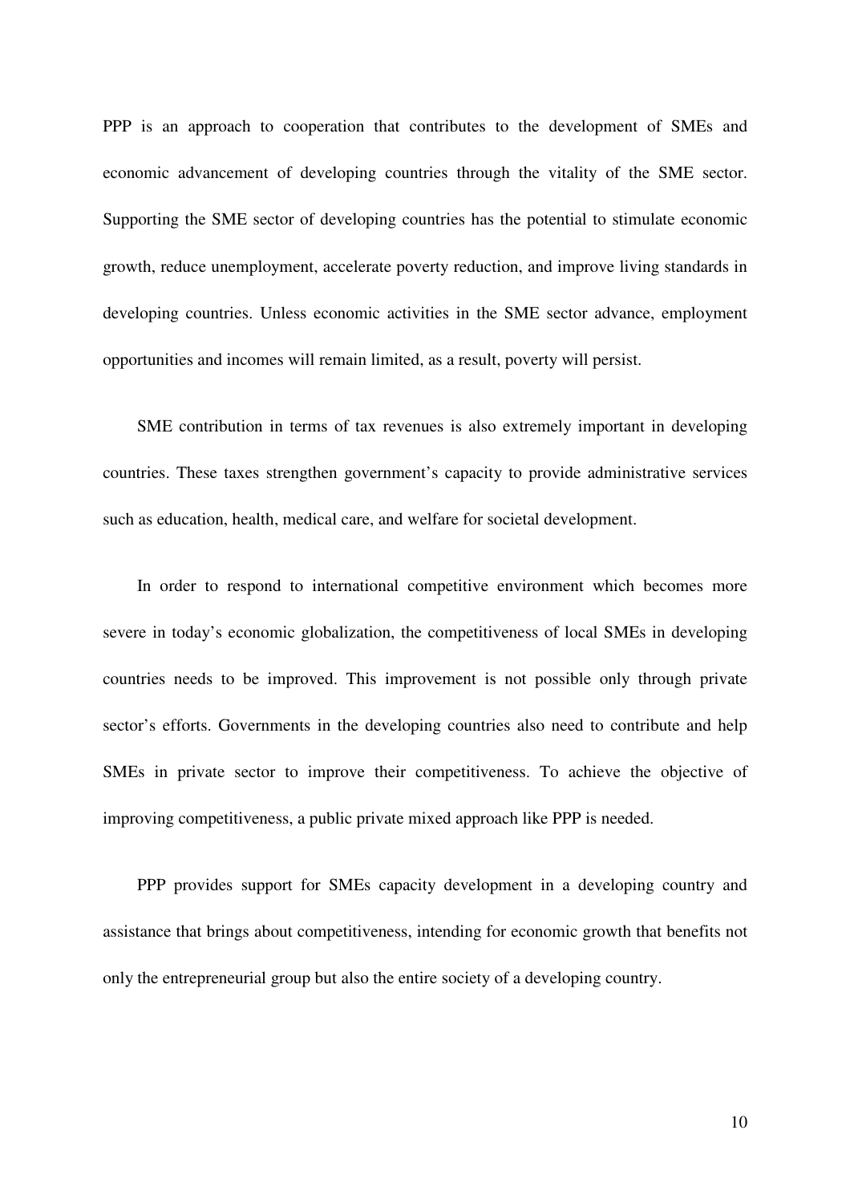PPP is an approach to cooperation that contributes to the development of SMEs and economic advancement of developing countries through the vitality of the SME sector. Supporting the SME sector of developing countries has the potential to stimulate economic growth, reduce unemployment, accelerate poverty reduction, and improve living standards in developing countries. Unless economic activities in the SME sector advance, employment opportunities and incomes will remain limited, as a result, poverty will persist.

SME contribution in terms of tax revenues is also extremely important in developing countries. These taxes strengthen government's capacity to provide administrative services such as education, health, medical care, and welfare for societal development.

In order to respond to international competitive environment which becomes more severe in today's economic globalization, the competitiveness of local SMEs in developing countries needs to be improved. This improvement is not possible only through private sector's efforts. Governments in the developing countries also need to contribute and help SMEs in private sector to improve their competitiveness. To achieve the objective of improving competitiveness, a public private mixed approach like PPP is needed.

PPP provides support for SMEs capacity development in a developing country and assistance that brings about competitiveness, intending for economic growth that benefits not only the entrepreneurial group but also the entire society of a developing country.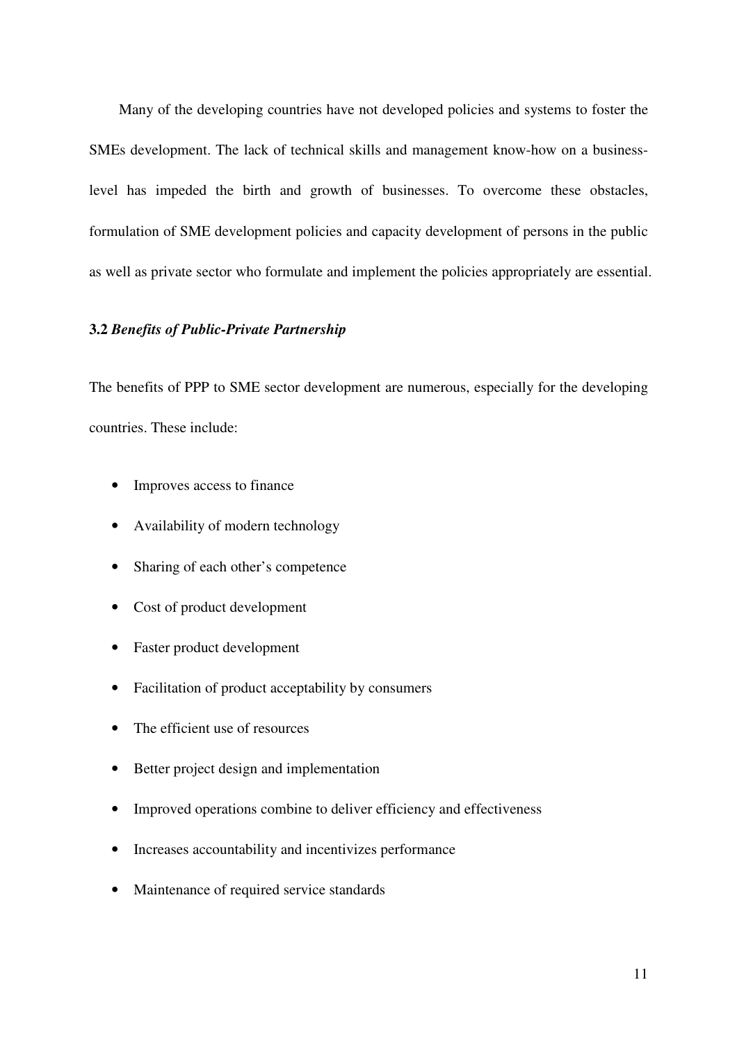Many of the developing countries have not developed policies and systems to foster the SMEs development. The lack of technical skills and management know-how on a business-level has impeded the birth and growth of businesses. To overcome these obstacles, formulation of SME development policies and capacity development of persons in the public as well as private sector who formulate and implement the policies appropriately are essential.

### 3.2 *Benefits of Public-Private Partnership*

The benefits of PPP to SME sector development are numerous, especially for the developing countries. These include:

- Improves access to finance
- Availability of modern technology
- Sharing of each other's competence
- Cost of product development
- Faster product development
- Facilitation of product acceptability by consumers
- The efficient use of resources
- Better project design and implementation
- Improved operations combine to deliver efficiency and effectiveness
- Increases accountability and incentivizes performance
- Maintenance of required service standards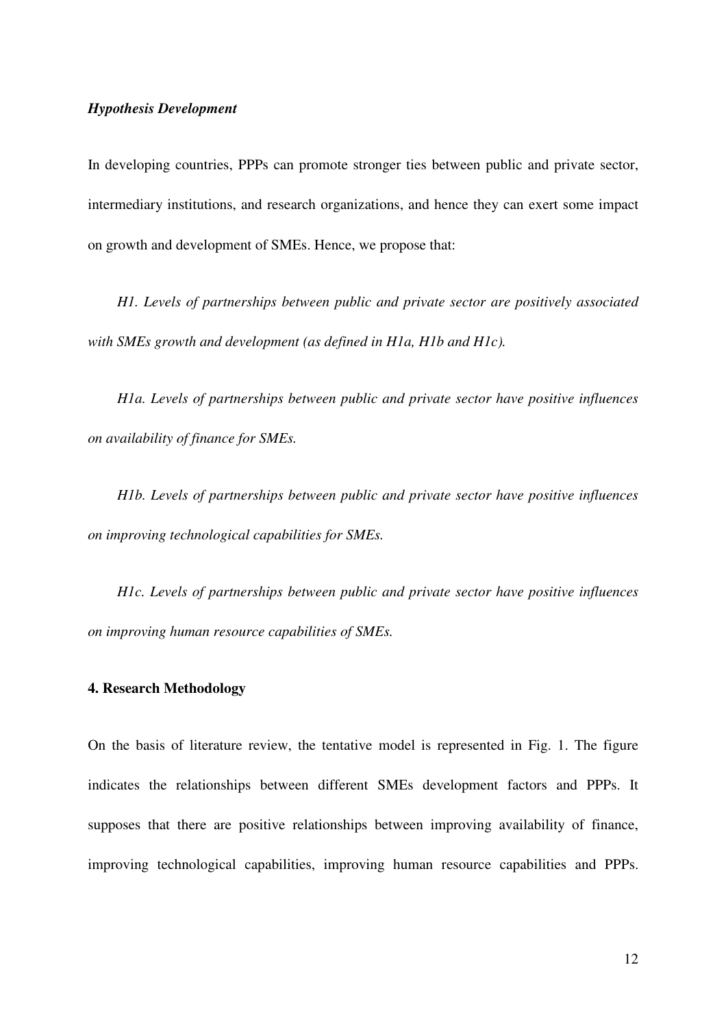### *Hypothesis Development*

In developing countries, PPPs can promote stronger ties between public and private sector, intermediary institutions, and research organizations, and hence they can exert some impact on growth and development of SMEs. Hence, we propose that:

*H1. Levels of partnerships between public and private sector are positively associated with SMEs growth and development (as defined in H1a, H1b and H1c).*

*H1a. Levels of partnerships between public and private sector have positive influences on availability of finance for SMEs.*

*H1b. Levels of partnerships between public and private sector have positive influences on improving technological capabilities for SMEs.*

*H1c. Levels of partnerships between public and private sector have positive influences on improving human resource capabilities of SMEs.*

## 4. Research Methodology

On the basis of literature review, the tentative model is represented in Fig. 1. The figure indicates the relationships between different SMEs development factors and PPPs. It supposes that there are positive relationships between improving availability of finance, improving technological capabilities, improving human resource capabilities and PPPs.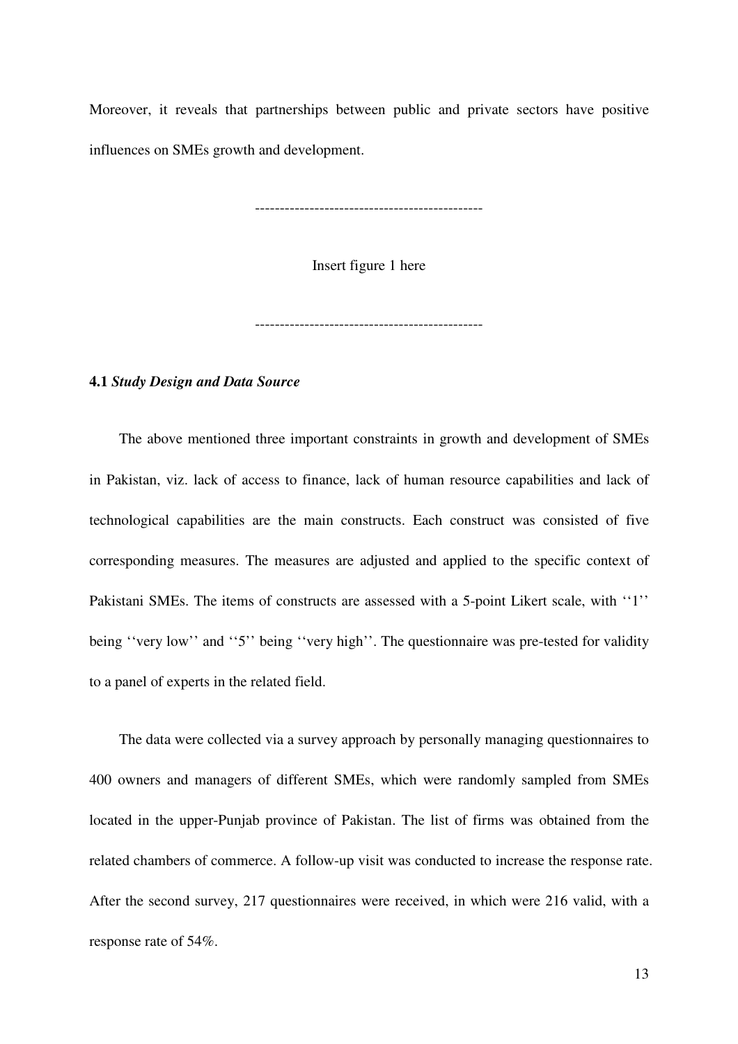Moreover, it reveals that partnerships between public and private sectors have positive influences on SMEs growth and development.

----------------------------------------------

Insert figure 1 here

----------------------------------------------

**4.1** ***Study Design and Data Source***

The above mentioned three important constraints in growth and development of SMEs in Pakistan, viz. lack of access to finance, lack of human resource capabilities and lack of technological capabilities are the main constructs. Each construct was consisted of five corresponding measures. The measures are adjusted and applied to the specific context of Pakistani SMEs. The items of constructs are assessed with a 5-point Likert scale, with ''1'' being ''very low'' and ''5'' being ''very high''. The questionnaire was pre-tested for validity to a panel of experts in the related field.

The data were collected via a survey approach by personally managing questionnaires to 400 owners and managers of different SMEs, which were randomly sampled from SMEs located in the upper-Punjab province of Pakistan. The list of firms was obtained from the related chambers of commerce. A follow-up visit was conducted to increase the response rate. After the second survey, 217 questionnaires were received, in which were 216 valid, with a response rate of 54%.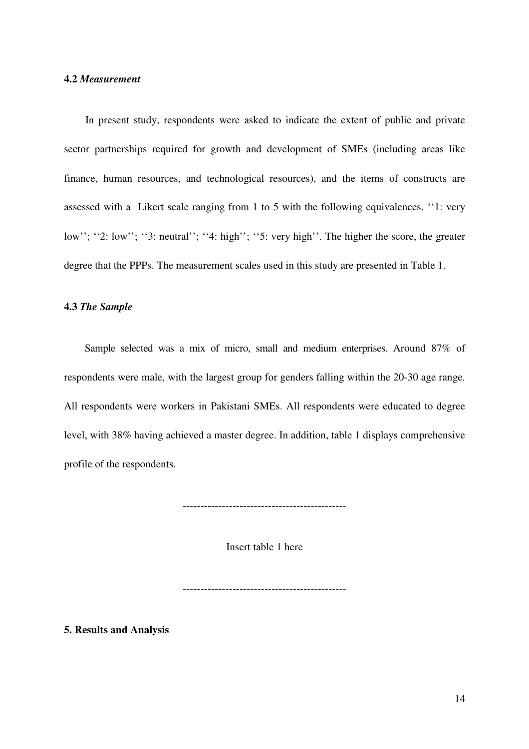### 4.2 *Measurement*

In present study, respondents were asked to indicate the extent of public and private sector partnerships required for growth and development of SMEs (including areas like finance, human resources, and technological resources), and the items of constructs are assessed with a Likert scale ranging from 1 to 5 with the following equivalences, ''1: very low''; ''2: low''; ''3: neutral''; ''4: high''; ''5: very high''. The higher the score, the greater degree that the PPPs. The measurement scales used in this study are presented in Table 1.

### 4.3 *The Sample*

Sample selected was a mix of micro, small and medium enterprises. Around 87% of respondents were male, with the largest group for genders falling within the 20-30 age range. All respondents were workers in Pakistani SMEs. All respondents were educated to degree level, with 38% having achieved a master degree. In addition, table 1 displays comprehensive profile of the respondents.

---------------------------------------------

Insert table 1 here

---------------------------------------------

## 5. Results and Analysis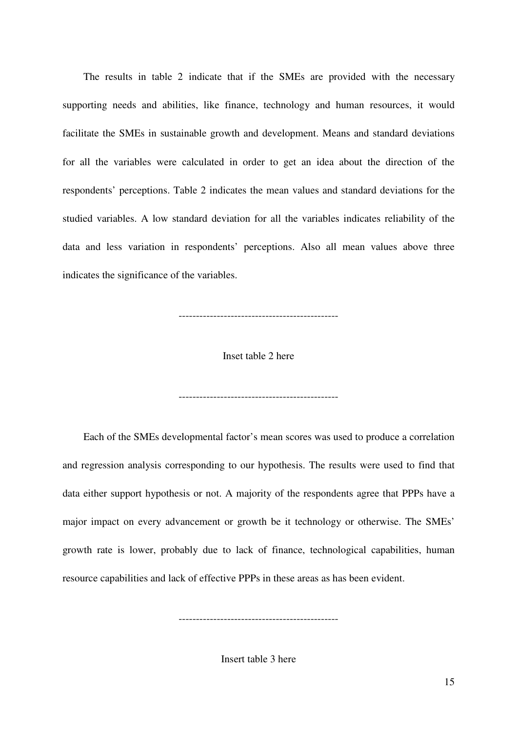The results in table 2 indicate that if the SMEs are provided with the necessary supporting needs and abilities, like finance, technology and human resources, it would facilitate the SMEs in sustainable growth and development. Means and standard deviations for all the variables were calculated in order to get an idea about the direction of the respondents' perceptions. Table 2 indicates the mean values and standard deviations for the studied variables. A low standard deviation for all the variables indicates reliability of the data and less variation in respondents' perceptions. Also all mean values above three indicates the significance of the variables.

----------------------------------------------

Inset table 2 here

----------------------------------------------

Each of the SMEs developmental factor's mean scores was used to produce a correlation and regression analysis corresponding to our hypothesis. The results were used to find that data either support hypothesis or not. A majority of the respondents agree that PPPs have a major impact on every advancement or growth be it technology or otherwise. The SMEs' growth rate is lower, probably due to lack of finance, technological capabilities, human resource capabilities and lack of effective PPPs in these areas as has been evident.

----------------------------------------------

Insert table 3 here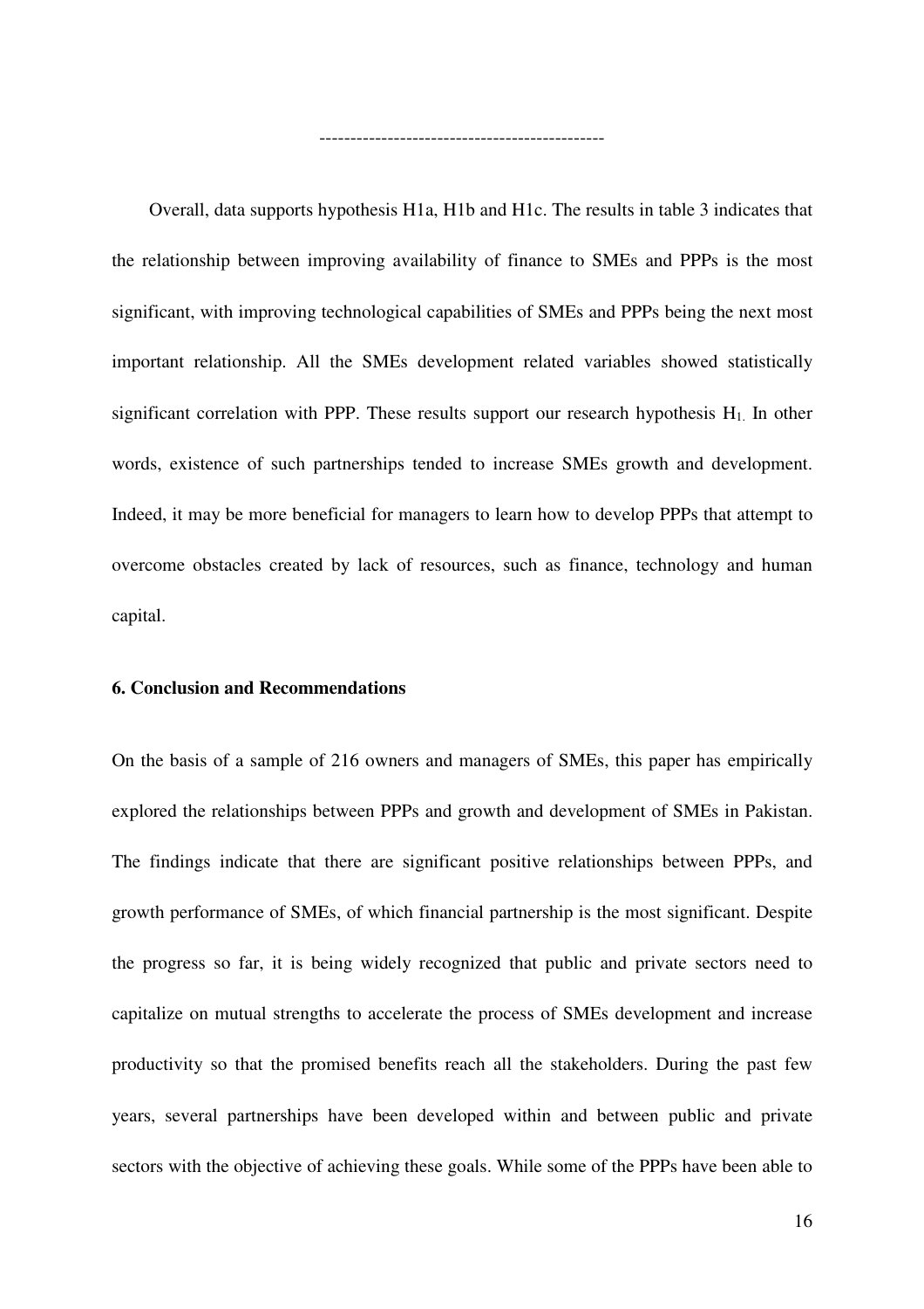---------------------------------------------

Overall, data supports hypothesis H1a, H1b and H1c. The results in table 3 indicates that the relationship between improving availability of finance to SMEs and PPPs is the most significant, with improving technological capabilities of SMEs and PPPs being the next most important relationship. All the SMEs development related variables showed statistically significant correlation with PPP. These results support our research hypothesis $H_1$. In other words, existence of such partnerships tended to increase SMEs growth and development. Indeed, it may be more beneficial for managers to learn how to develop PPPs that attempt to overcome obstacles created by lack of resources, such as finance, technology and human capital.

## 6. Conclusion and Recommendations

On the basis of a sample of 216 owners and managers of SMEs, this paper has empirically explored the relationships between PPPs and growth and development of SMEs in Pakistan. The findings indicate that there are significant positive relationships between PPPs, and growth performance of SMEs, of which financial partnership is the most significant. Despite the progress so far, it is being widely recognized that public and private sectors need to capitalize on mutual strengths to accelerate the process of SMEs development and increase productivity so that the promised benefits reach all the stakeholders. During the past few years, several partnerships have been developed within and between public and private sectors with the objective of achieving these goals. While some of the PPPs have been able to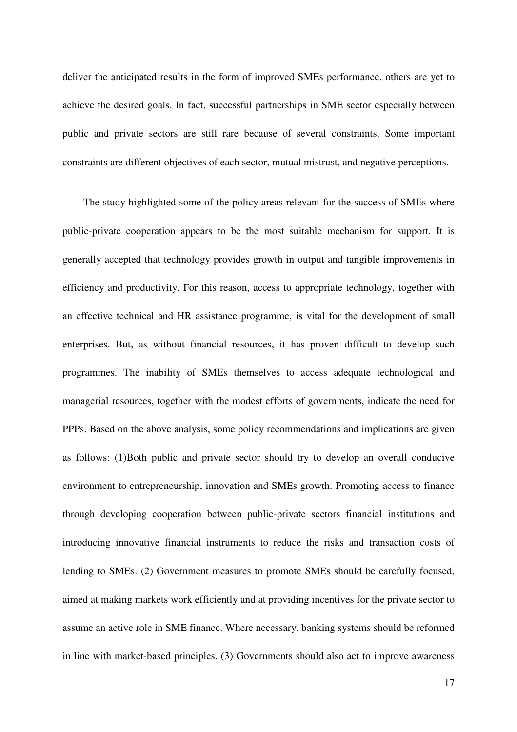deliver the anticipated results in the form of improved SMEs performance, others are yet to achieve the desired goals. In fact, successful partnerships in SME sector especially between public and private sectors are still rare because of several constraints. Some important constraints are different objectives of each sector, mutual mistrust, and negative perceptions.

The study highlighted some of the policy areas relevant for the success of SMEs where public-private cooperation appears to be the most suitable mechanism for support. It is generally accepted that technology provides growth in output and tangible improvements in efficiency and productivity. For this reason, access to appropriate technology, together with an effective technical and HR assistance programme, is vital for the development of small enterprises. But, as without financial resources, it has proven difficult to develop such programmes. The inability of SMEs themselves to access adequate technological and managerial resources, together with the modest efforts of governments, indicate the need for PPPs. Based on the above analysis, some policy recommendations and implications are given as follows: (1)Both public and private sector should try to develop an overall conducive environment to entrepreneurship, innovation and SMEs growth. Promoting access to finance through developing cooperation between public-private sectors financial institutions and introducing innovative financial instruments to reduce the risks and transaction costs of lending to SMEs. (2) Government measures to promote SMEs should be carefully focused, aimed at making markets work efficiently and at providing incentives for the private sector to assume an active role in SME finance. Where necessary, banking systems should be reformed in line with market-based principles. (3) Governments should also act to improve awareness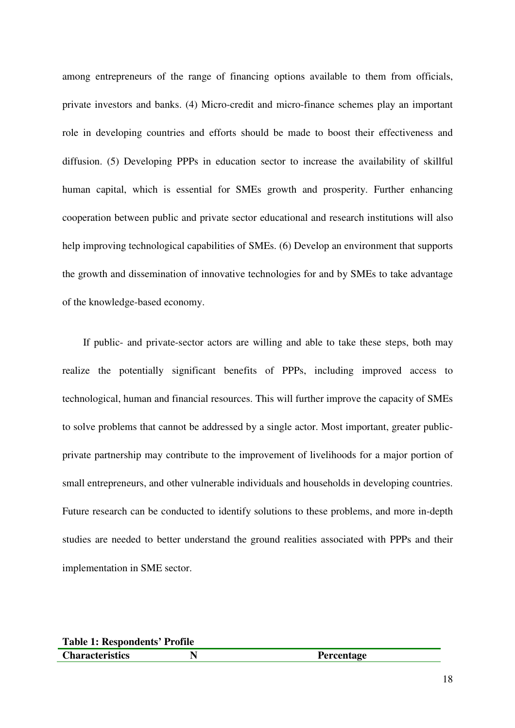among entrepreneurs of the range of financing options available to them from officials, private investors and banks. (4) Micro-credit and micro-finance schemes play an important role in developing countries and efforts should be made to boost their effectiveness and diffusion. (5) Developing PPPs in education sector to increase the availability of skillful human capital, which is essential for SMEs growth and prosperity. Further enhancing cooperation between public and private sector educational and research institutions will also help improving technological capabilities of SMEs. (6) Develop an environment that supports the growth and dissemination of innovative technologies for and by SMEs to take advantage of the knowledge-based economy.

If public- and private-sector actors are willing and able to take these steps, both may realize the potentially significant benefits of PPPs, including improved access to technological, human and financial resources. This will further improve the capacity of SMEs to solve problems that cannot be addressed by a single actor. Most important, greater public-private partnership may contribute to the improvement of livelihoods for a major portion of small entrepreneurs, and other vulnerable individuals and households in developing countries. Future research can be conducted to identify solutions to these problems, and more in-depth studies are needed to better understand the ground realities associated with PPPs and their implementation in SME sector.

**Table 1: Respondents' Profile**

| Characteristics | N | Percentage |
|---|---|---|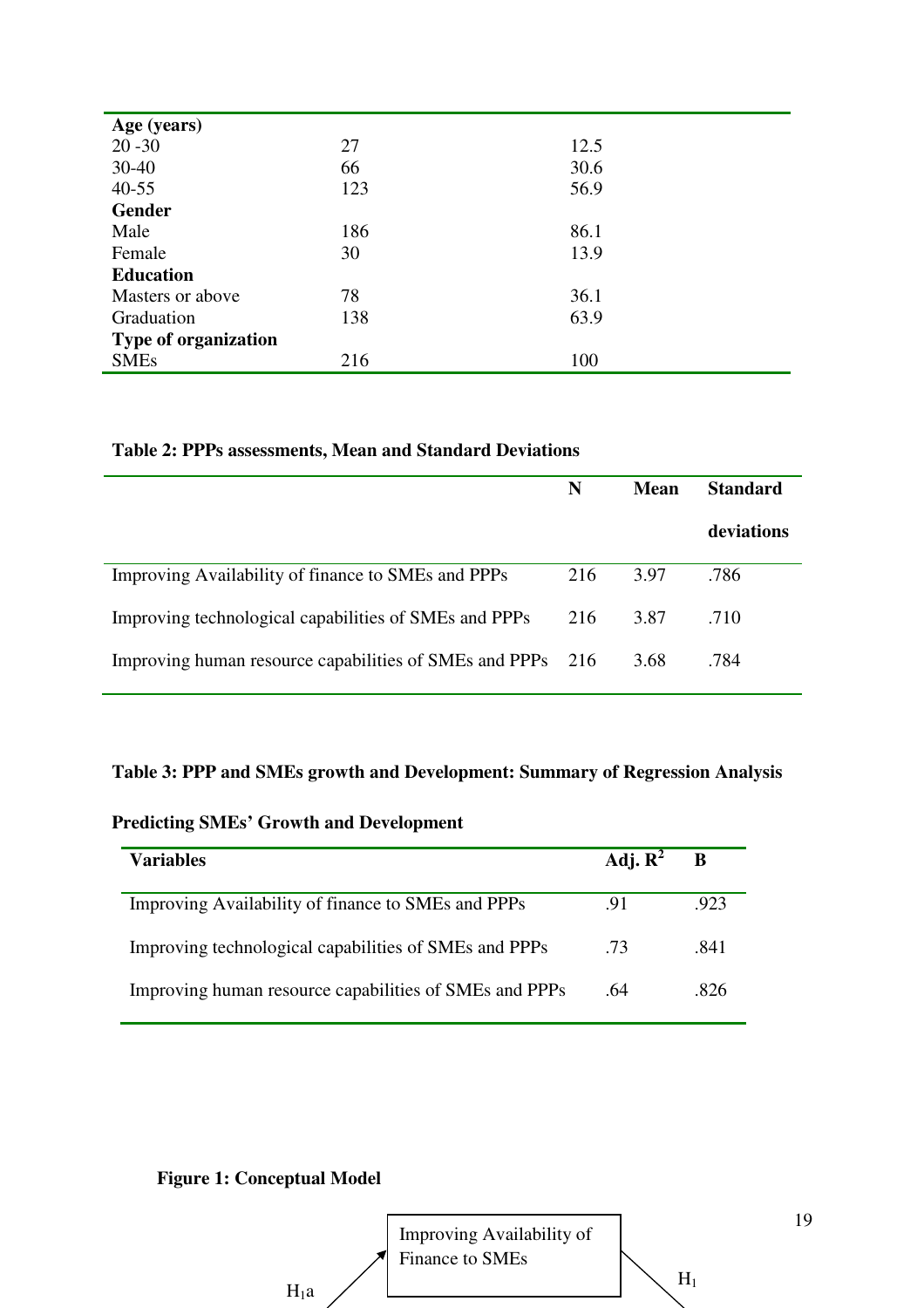| | | |
|---|---|---|
| **Age (years)** | | |
| 20 -30 | 27 | 12.5 |
| 30-40 | 66 | 30.6 |
| 40-55 | 123 | 56.9 |
| **Gender** | | |
| Male | 186 | 86.1 |
| Female | 30 | 13.9 |
| **Education** | | |
| Masters or above | 78 | 36.1 |
| Graduation | 138 | 63.9 |
| **Type of organization** | | |
| SMEs | 216 | 100 |

**Table 2: PPPs assessments, Mean and Standard Deviations**

| | N | Mean | Standard deviations |
|---|---|---|---|
| Improving Availability of finance to SMEs and PPPs | 216 | 3.97 | .786 |
| Improving technological capabilities of SMEs and PPPs | 216 | 3.87 | .710 |
| Improving human resource capabilities of SMEs and PPPs | 216 | 3.68 | .784 |

**Table 3: PPP and SMEs growth and Development: Summary of Regression Analysis**

**Predicting SMEs' Growth and Development**

| Variables | Adj. $R^2$ | B |
|---|---|---|
| Improving Availability of finance to SMEs and PPPs | .91 | .923 |
| Improving technological capabilities of SMEs and PPPs | .73 | .841 |
| Improving human resource capabilities of SMEs and PPPs | .64 | .826 |

**Figure 1: Conceptual Model**

$H_1a$

Improving Availability of Finance to SMEs

$H_1$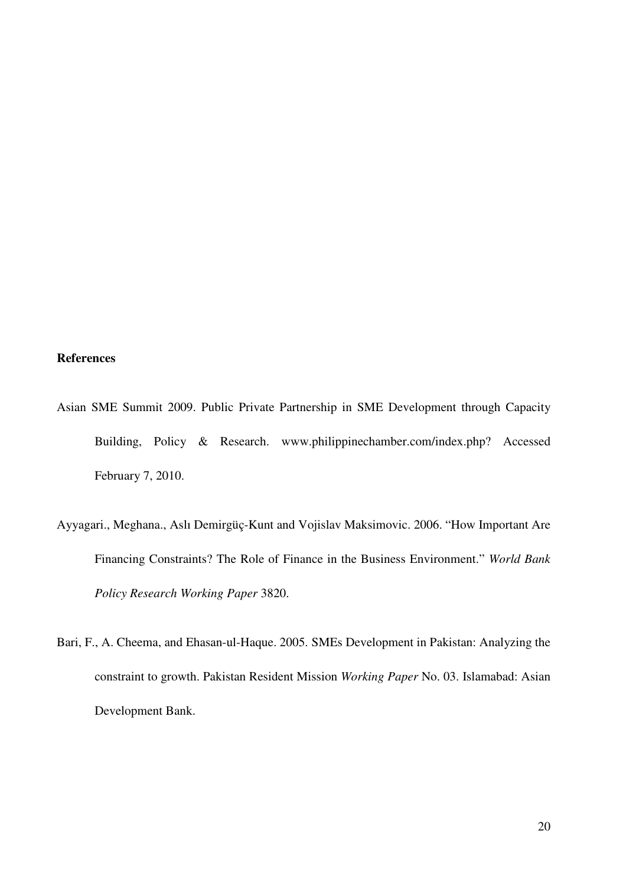**References**

Asian SME Summit 2009. Public Private Partnership in SME Development through Capacity Building, Policy & Research. www.philippinechamber.com/index.php? Accessed February 7, 2010.

Ayyagari., Meghana., Aslı Demirgüç-Kunt and Vojislav Maksimovic. 2006. "How Important Are Financing Constraints? The Role of Finance in the Business Environment." *World Bank Policy Research Working Paper* 3820.

Bari, F., A. Cheema, and Ehasan-ul-Haque. 2005. SMEs Development in Pakistan: Analyzing the constraint to growth. Pakistan Resident Mission *Working Paper* No. 03. Islamabad: Asian Development Bank.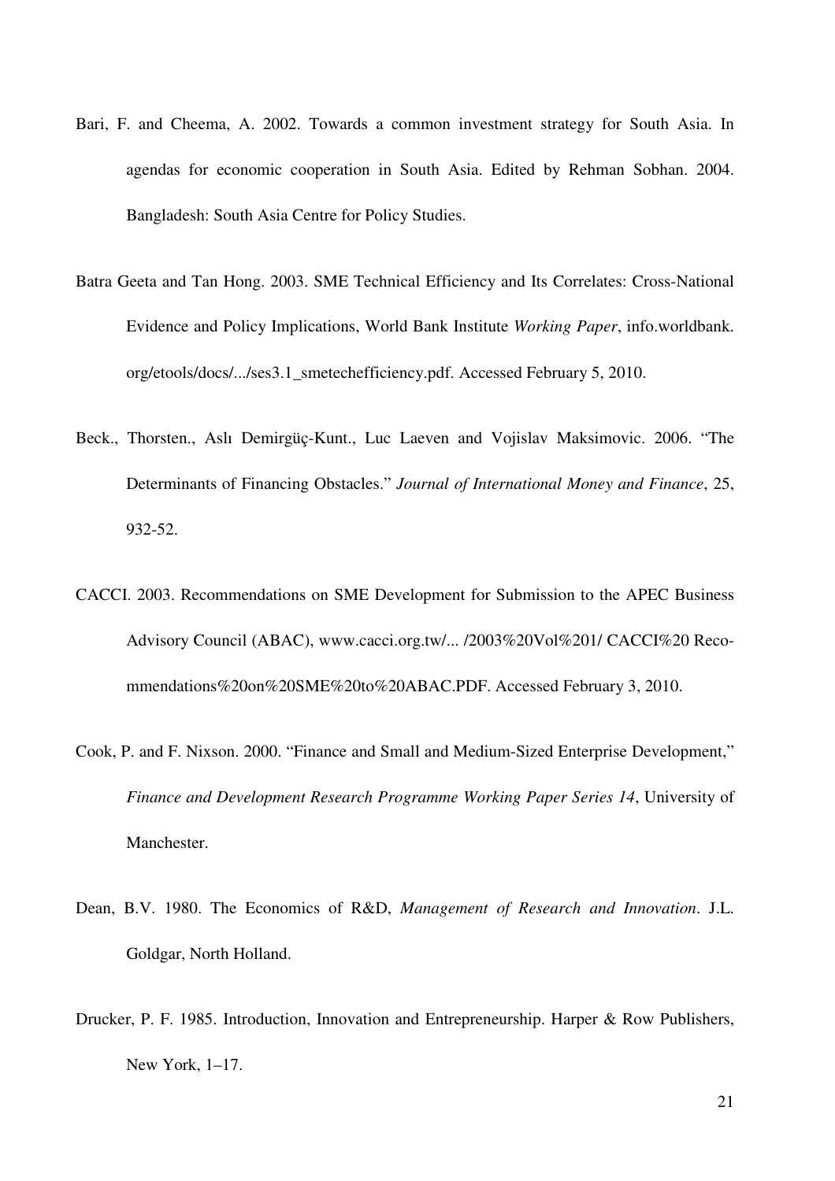Bari, F. and Cheema, A. 2002. Towards a common investment strategy for South Asia. In agendas for economic cooperation in South Asia. Edited by Rehman Sobhan. 2004. Bangladesh: South Asia Centre for Policy Studies.

Batra Geeta and Tan Hong. 2003. SME Technical Efficiency and Its Correlates: Cross-National Evidence and Policy Implications, World Bank Institute *Working Paper*, info.worldbank. org/etools/docs/.../ses3.1_smetechefficiency.pdf. Accessed February 5, 2010.

Beck., Thorsten., Aslı Demirgüç-Kunt., Luc Laeven and Vojislav Maksimovic. 2006. "The Determinants of Financing Obstacles." *Journal of International Money and Finance*, 25, 932-52.

CACCI. 2003. Recommendations on SME Development for Submission to the APEC Business Advisory Council (ABAC), www.cacci.org.tw/... /2003%20Vol%201/ CACCI%20 Recommendations%20on%20SME%20to%20ABAC.PDF. Accessed February 3, 2010.

Cook, P. and F. Nixson. 2000. "Finance and Small and Medium-Sized Enterprise Development," *Finance and Development Research Programme Working Paper Series 14*, University of Manchester.

Dean, B.V. 1980. The Economics of R&D, *Management of Research and Innovation*. J.L. Goldgar, North Holland.

Drucker, P. F. 1985. Introduction, Innovation and Entrepreneurship. Harper & Row Publishers, New York, 1–17.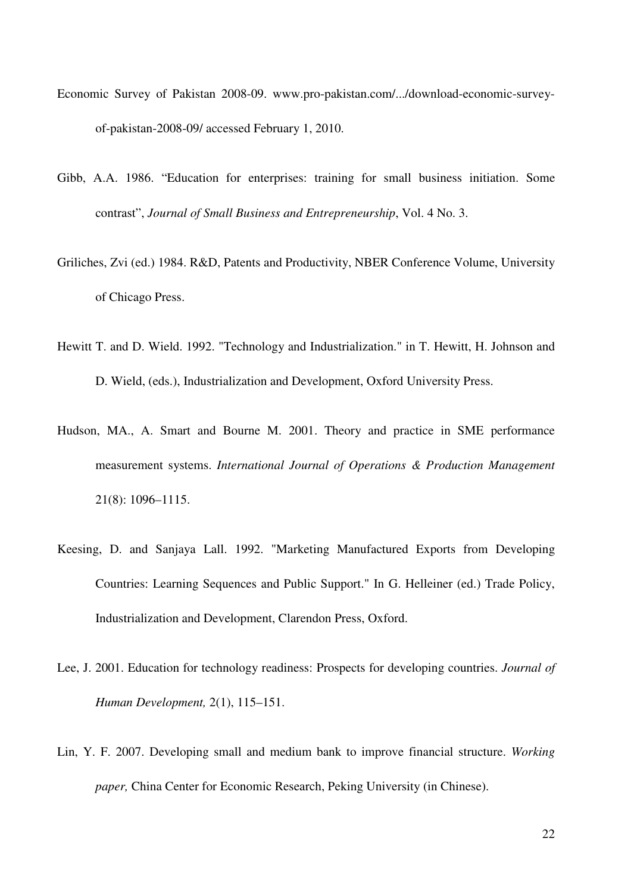Economic Survey of Pakistan 2008-09. www.pro-pakistan.com/.../download-economic-survey-of-pakistan-2008-09/ accessed February 1, 2010.

Gibb, A.A. 1986. "Education for enterprises: training for small business initiation. Some contrast", *Journal of Small Business and Entrepreneurship*, Vol. 4 No. 3.

Griliches, Zvi (ed.) 1984. R&D, Patents and Productivity, NBER Conference Volume, University of Chicago Press.

Hewitt T. and D. Wield. 1992. "Technology and Industrialization." in T. Hewitt, H. Johnson and D. Wield, (eds.), Industrialization and Development, Oxford University Press.

Hudson, MA., A. Smart and Bourne M. 2001. Theory and practice in SME performance measurement systems. *International Journal of Operations & Production Management* 21(8): 1096–1115.

Keesing, D. and Sanjaya Lall. 1992. "Marketing Manufactured Exports from Developing Countries: Learning Sequences and Public Support." In G. Helleiner (ed.) Trade Policy, Industrialization and Development, Clarendon Press, Oxford.

Lee, J. 2001. Education for technology readiness: Prospects for developing countries. *Journal of Human Development,* 2(1), 115–151.

Lin, Y. F. 2007. Developing small and medium bank to improve financial structure. *Working paper,* China Center for Economic Research, Peking University (in Chinese).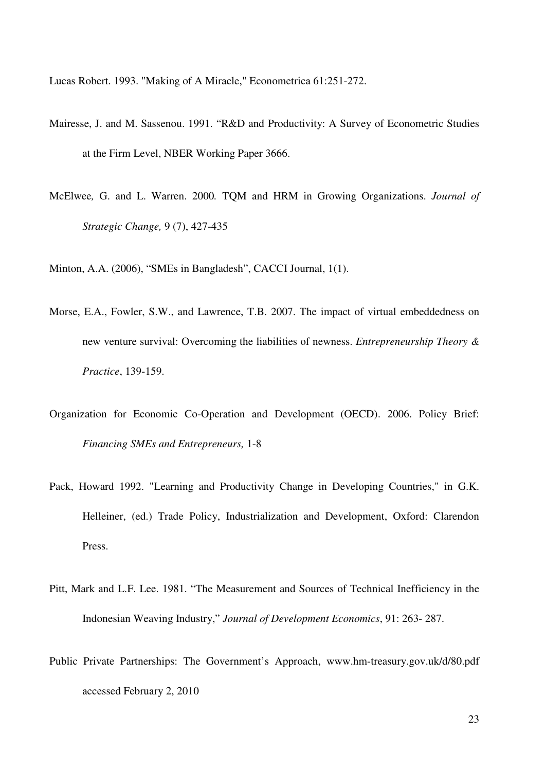Lucas Robert. 1993. "Making of A Miracle," Econometrica 61:251-272.

Mairesse, J. and M. Sassenou. 1991. "R&D and Productivity: A Survey of Econometric Studies at the Firm Level, NBER Working Paper 3666.

McElwee*,* G. and L. Warren. 2000*.* TQM and HRM in Growing Organizations. *Journal of Strategic Change,* 9 (7), 427-435

Minton, A.A. (2006), "SMEs in Bangladesh", CACCI Journal, 1(1).

Morse, E.A., Fowler, S.W., and Lawrence, T.B. 2007. The impact of virtual embeddedness on new venture survival: Overcoming the liabilities of newness. *Entrepreneurship Theory & Practice*, 139-159.

Organization for Economic Co-Operation and Development (OECD). 2006. Policy Brief: *Financing SMEs and Entrepreneurs,* 1-8

Pack, Howard 1992. "Learning and Productivity Change in Developing Countries," in G.K. Helleiner, (ed.) Trade Policy, Industrialization and Development, Oxford: Clarendon Press.

Pitt, Mark and L.F. Lee. 1981. "The Measurement and Sources of Technical Inefficiency in the Indonesian Weaving Industry," *Journal of Development Economics*, 91: 263- 287.

Public Private Partnerships: The Government's Approach, www.hm-treasury.gov.uk/d/80.pdf accessed February 2, 2010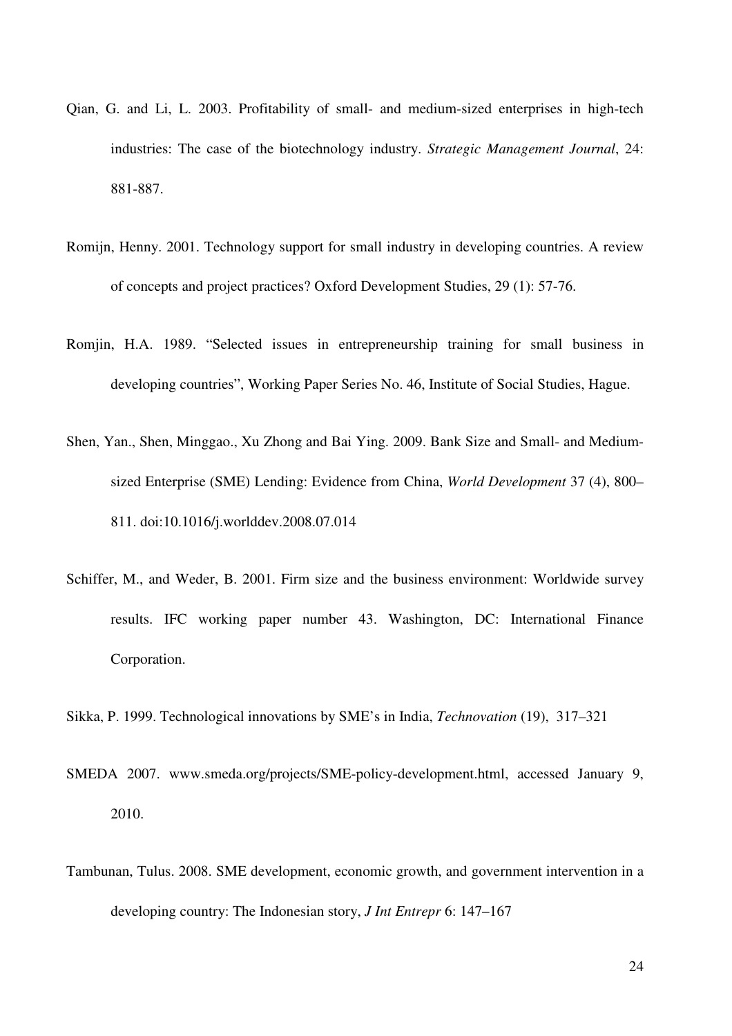Qian, G. and Li, L. 2003. Profitability of small- and medium-sized enterprises in high-tech industries: The case of the biotechnology industry. *Strategic Management Journal*, 24: 881-887.

Romijn, Henny. 2001. Technology support for small industry in developing countries. A review of concepts and project practices? Oxford Development Studies, 29 (1): 57-76.

Romjin, H.A. 1989. "Selected issues in entrepreneurship training for small business in developing countries", Working Paper Series No. 46, Institute of Social Studies, Hague.

Shen, Yan., Shen, Minggao., Xu Zhong and Bai Ying. 2009. Bank Size and Small- and Medium-sized Enterprise (SME) Lending: Evidence from China, *World Development* 37 (4), 800–811. doi:10.1016/j.worlddev.2008.07.014

Schiffer, M., and Weder, B. 2001. Firm size and the business environment: Worldwide survey results. IFC working paper number 43. Washington, DC: International Finance Corporation.

Sikka, P. 1999. Technological innovations by SME's in India, *Technovation* (19), 317–321

SMEDA 2007. www.smeda.org/projects/SME-policy-development.html, accessed January 9, 2010.

Tambunan, Tulus. 2008. SME development, economic growth, and government intervention in a developing country: The Indonesian story, *J Int Entrepr* 6: 147–167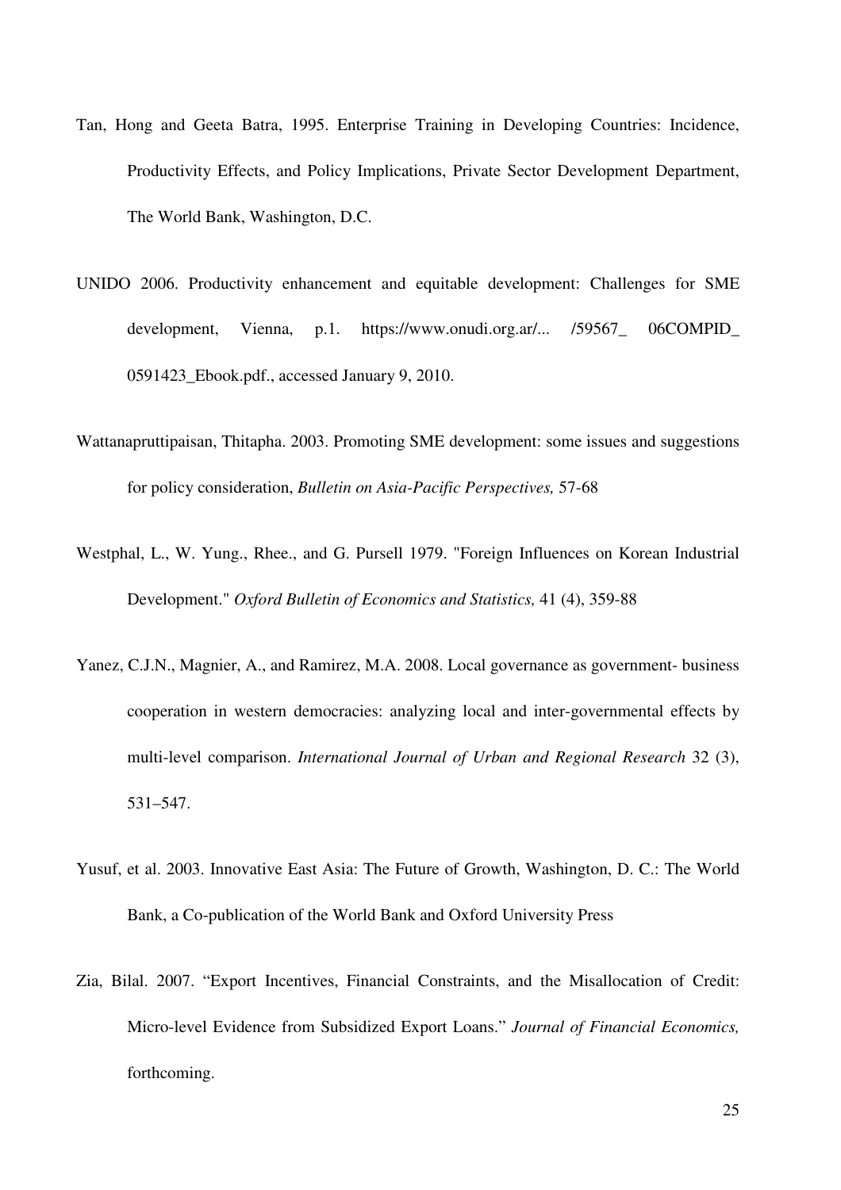Tan, Hong and Geeta Batra, 1995. Enterprise Training in Developing Countries: Incidence, Productivity Effects, and Policy Implications, Private Sector Development Department, The World Bank, Washington, D.C.

UNIDO 2006. Productivity enhancement and equitable development: Challenges for SME development, Vienna, p.1. https://www.onudi.org.ar/... /59567_ 06COMPID_ 0591423_Ebook.pdf., accessed January 9, 2010.

Wattanapruttipaisan, Thitapha. 2003. Promoting SME development: some issues and suggestions for policy consideration, *Bulletin on Asia-Pacific Perspectives,* 57-68

Westphal, L., W. Yung., Rhee., and G. Pursell 1979. "Foreign Influences on Korean Industrial Development." *Oxford Bulletin of Economics and Statistics,* 41 (4), 359-88

Yanez, C.J.N., Magnier, A., and Ramirez, M.A. 2008. Local governance as government- business cooperation in western democracies: analyzing local and inter-governmental effects by multi-level comparison. *International Journal of Urban and Regional Research* 32 (3), 531–547.

Yusuf, et al. 2003. Innovative East Asia: The Future of Growth, Washington, D. C.: The World Bank, a Co-publication of the World Bank and Oxford University Press

Zia, Bilal. 2007. "Export Incentives, Financial Constraints, and the Misallocation of Credit: Micro-level Evidence from Subsidized Export Loans." *Journal of Financial Economics,* forthcoming.